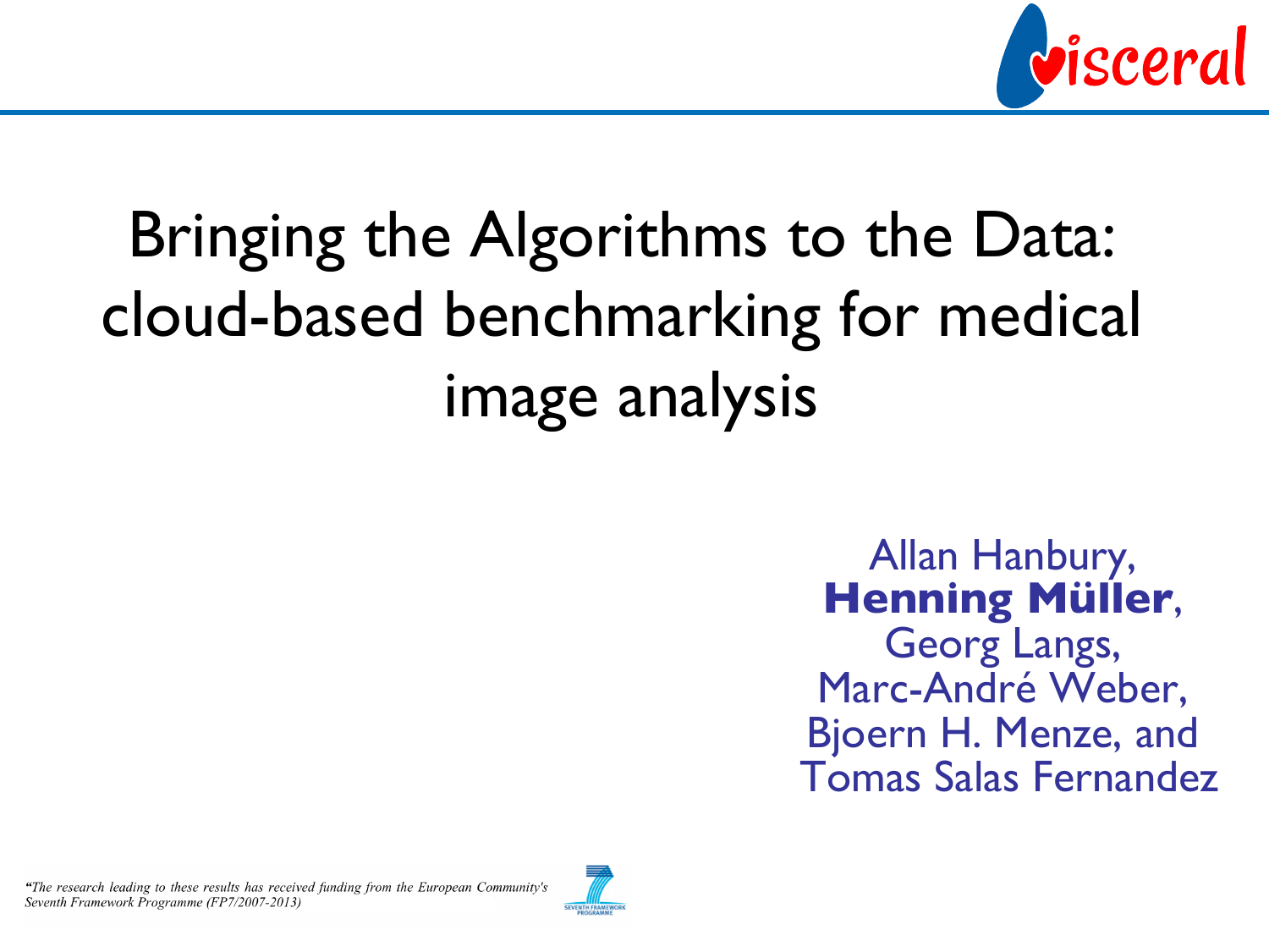visceral

# Bringing the Algorithms to the Data: cloud-based benchmarking for medical image analysis

Allan Hanbury,
**Henning Müller**,
Georg Langs,
Marc-André Weber,
Bjoern H. Menze, and
Tomas Salas Fernandez

*"The research leading to these results has received funding from the European Community's Seventh Framework Programme (FP7/2007-2013)*

SEVENTH FRAMEWORK PROGRAMME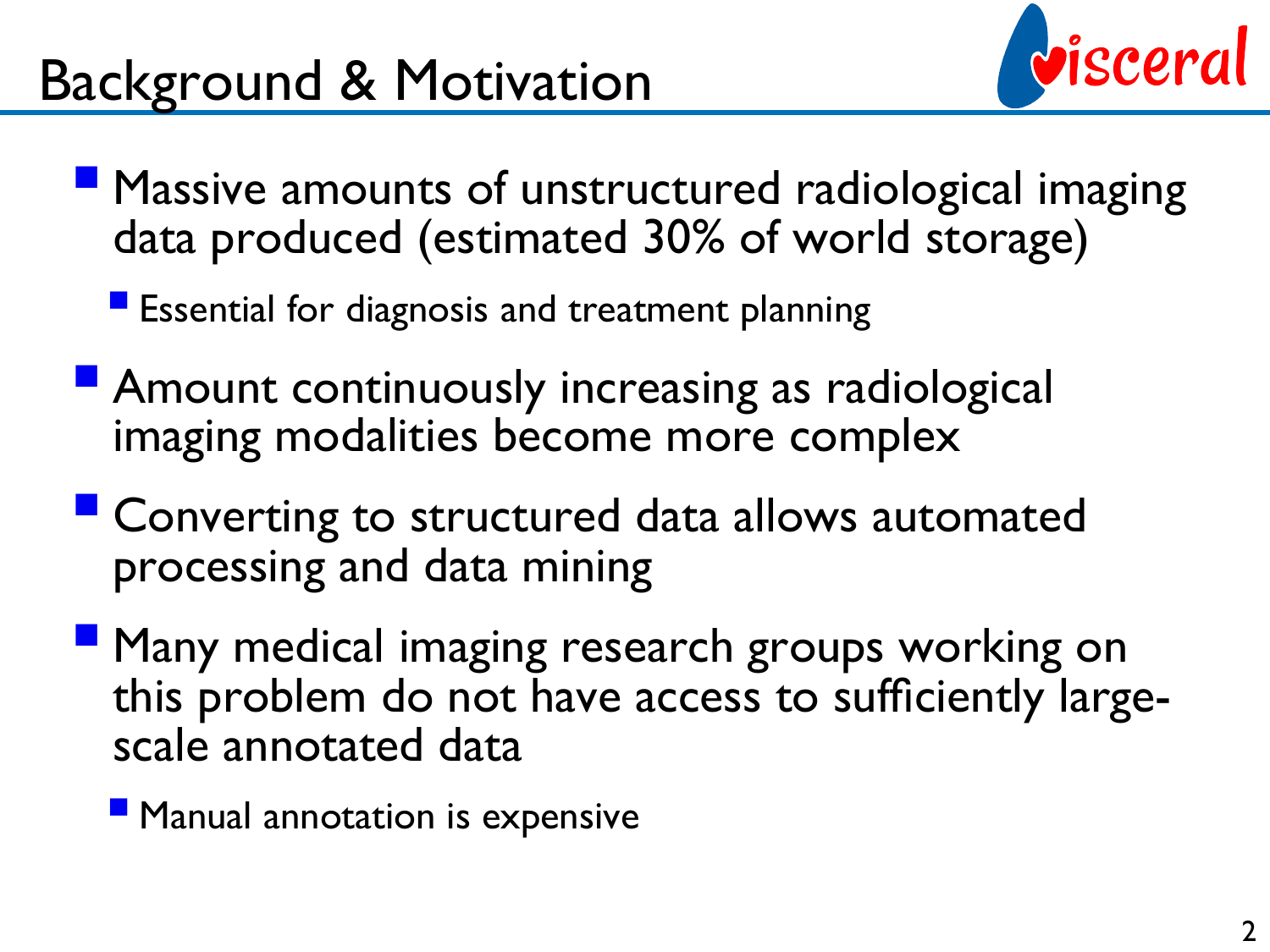# Background & Motivation

- Massive amounts of unstructured radiological imaging data produced (estimated 30% of world storage)
  - Essential for diagnosis and treatment planning
- Amount continuously increasing as radiological imaging modalities become more complex
- Converting to structured data allows automated processing and data mining
- Many medical imaging research groups working on this problem do not have access to sufficiently large-scale annotated data
  - Manual annotation is expensive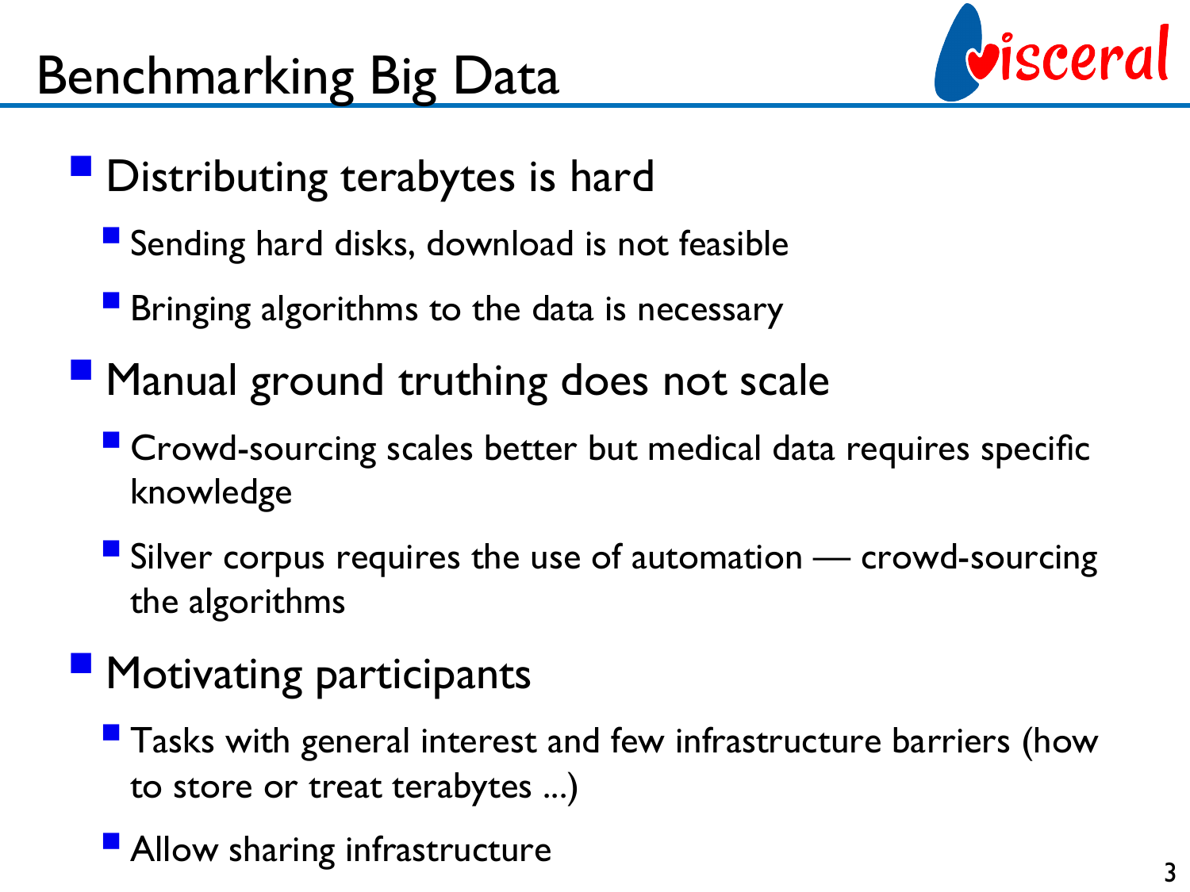# Benchmarking Big Data

- Distributing terabytes is hard
  - Sending hard disks, download is not feasible
  - Bringing algorithms to the data is necessary
- Manual ground truthing does not scale
  - Crowd-sourcing scales better but medical data requires specific knowledge
  - Silver corpus requires the use of automation — crowd-sourcing the algorithms
- Motivating participants
  - Tasks with general interest and few infrastructure barriers (how to store or treat terabytes ...)
  - Allow sharing infrastructure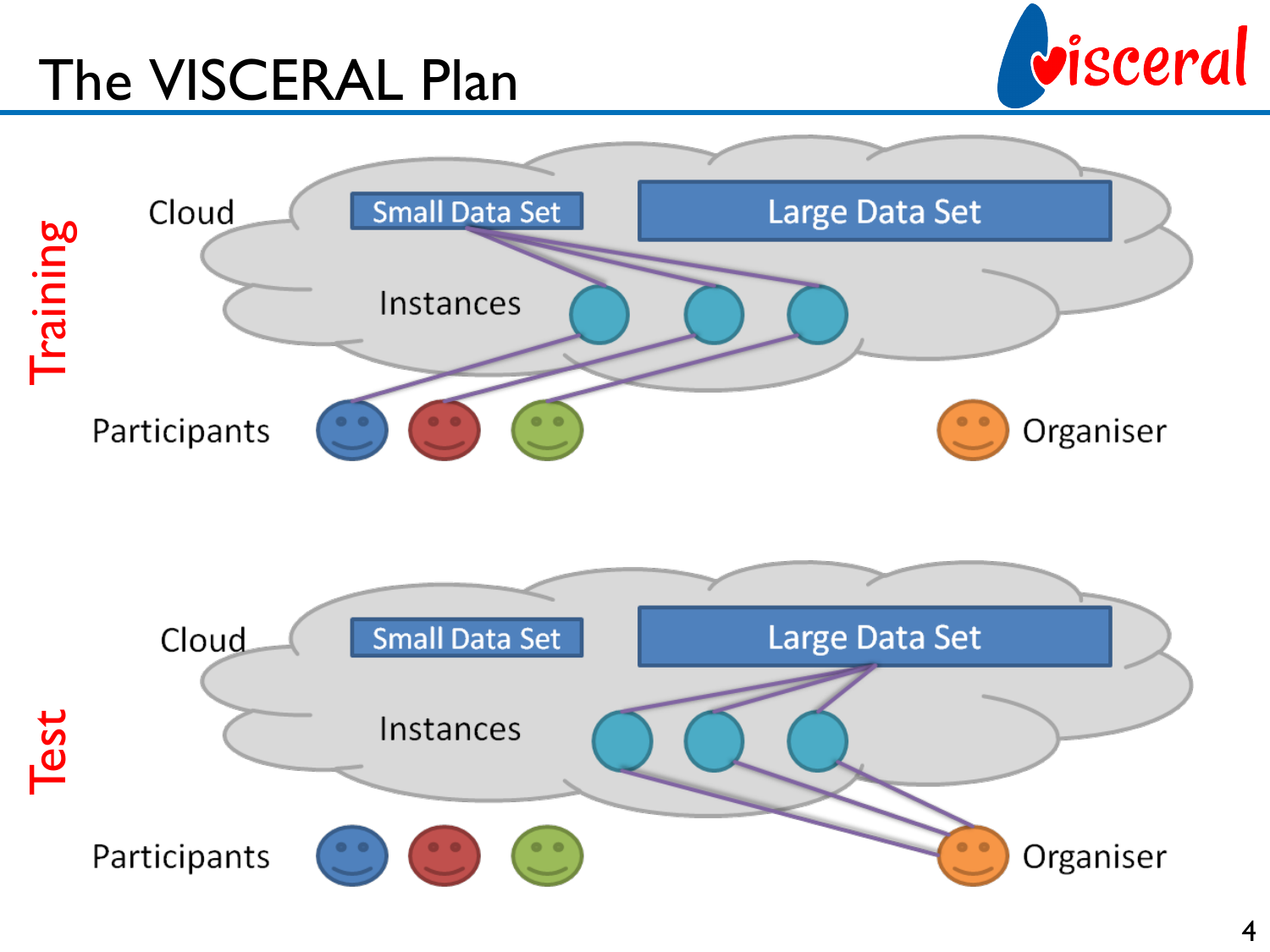# The VISCERAL Plan

**Training**

Cloud

Small Data Set

Large Data Set

Instances

Participants

Organiser

**Test**

Cloud

Small Data Set

Large Data Set

Instances

Participants

Organiser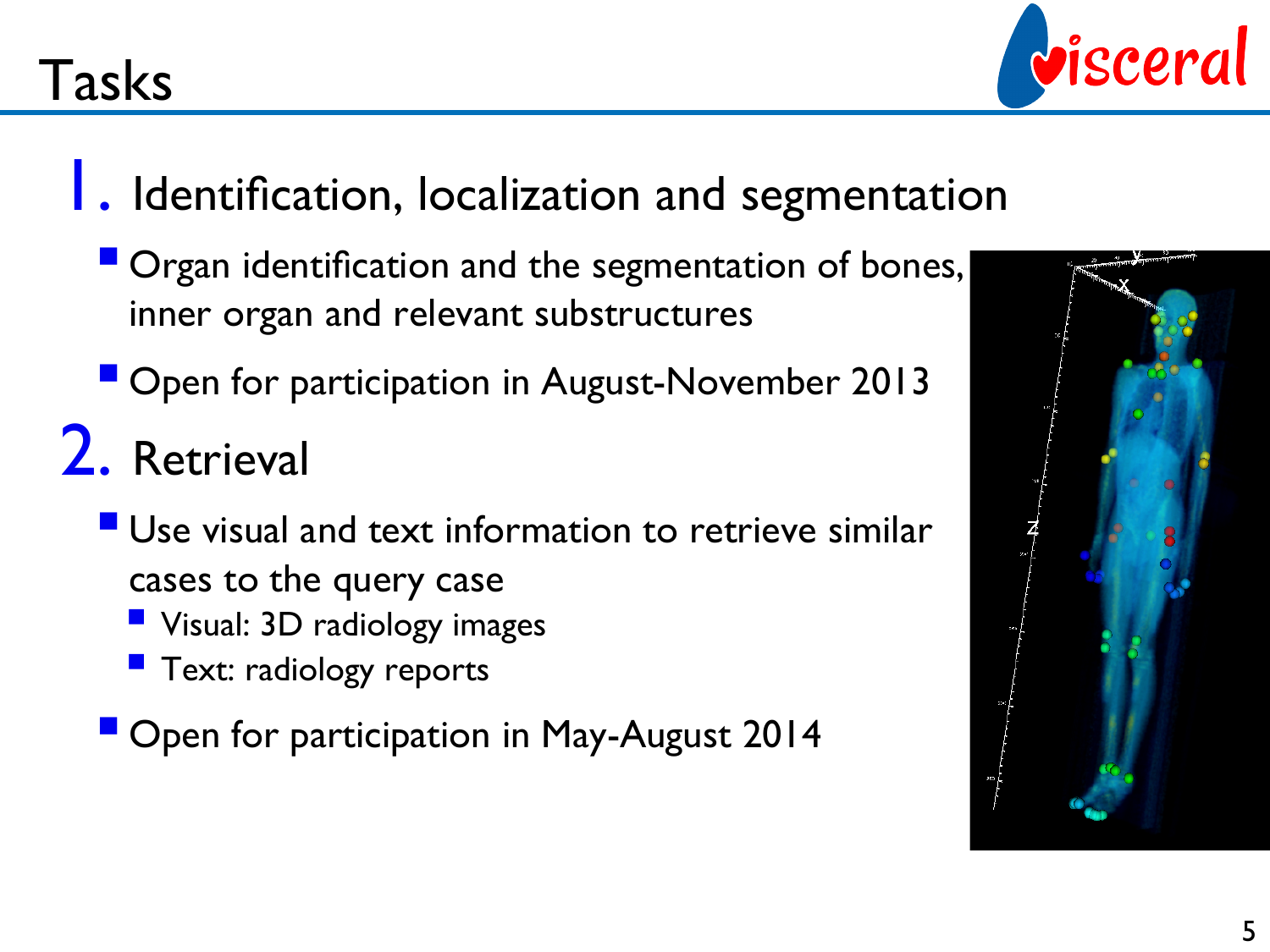# Tasks

1. Identification, localization and segmentation
   - Organ identification and the segmentation of bones, inner organ and relevant substructures
   - Open for participation in August-November 2013
2. Retrieval
   - Use visual and text information to retrieve similar cases to the query case
     - Visual: 3D radiology images
     - Text: radiology reports
   - Open for participation in May-August 2014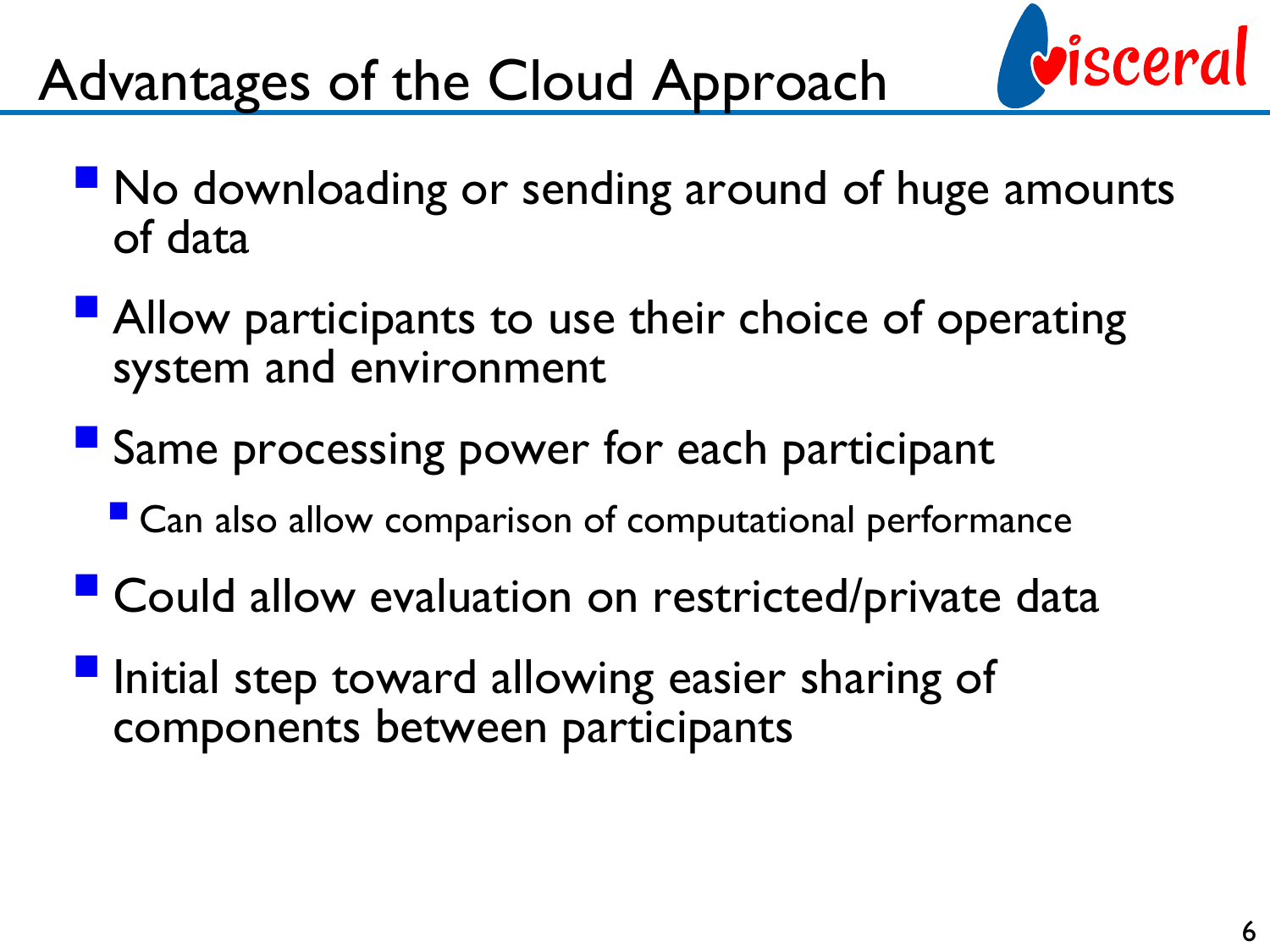# Advantages of the Cloud Approach

- No downloading or sending around of huge amounts of data
- Allow participants to use their choice of operating system and environment
- Same processing power for each participant
  - Can also allow comparison of computational performance
- Could allow evaluation on restricted/private data
- Initial step toward allowing easier sharing of components between participants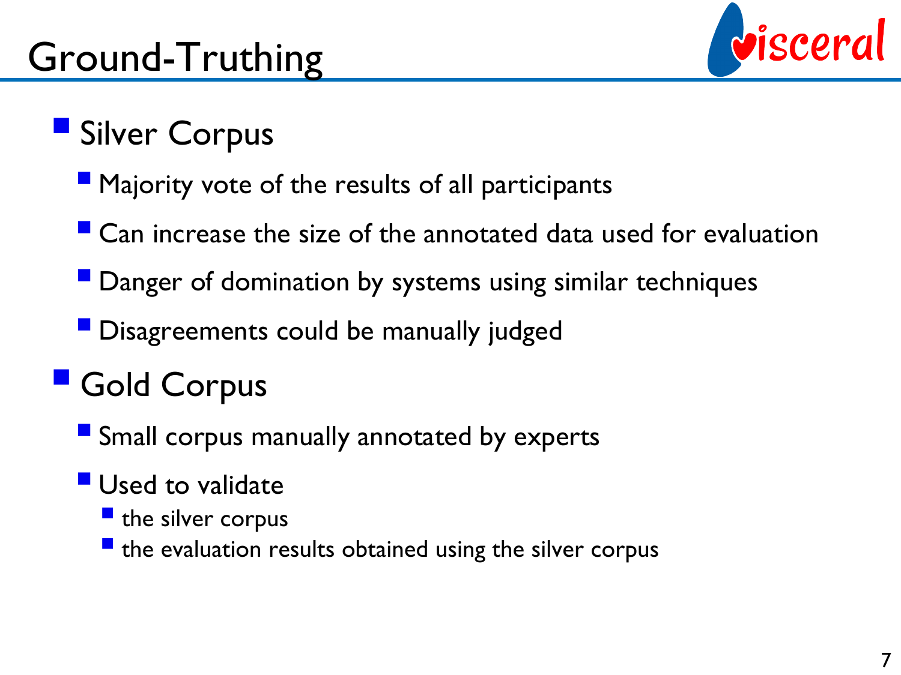# Ground-Truthing

- Silver Corpus
  - Majority vote of the results of all participants
  - Can increase the size of the annotated data used for evaluation
  - Danger of domination by systems using similar techniques
  - Disagreements could be manually judged
- Gold Corpus
  - Small corpus manually annotated by experts
  - Used to validate
    - the silver corpus
    - the evaluation results obtained using the silver corpus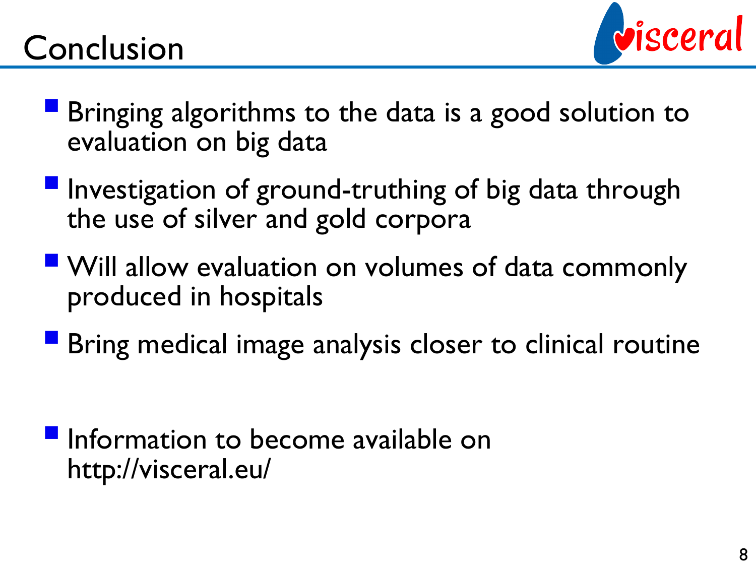# Conclusion

- Bringing algorithms to the data is a good solution to evaluation on big data
- Investigation of ground-truthing of big data through the use of silver and gold corpora
- Will allow evaluation on volumes of data commonly produced in hospitals
- Bring medical image analysis closer to clinical routine

- Information to become available on http://visceral.eu/